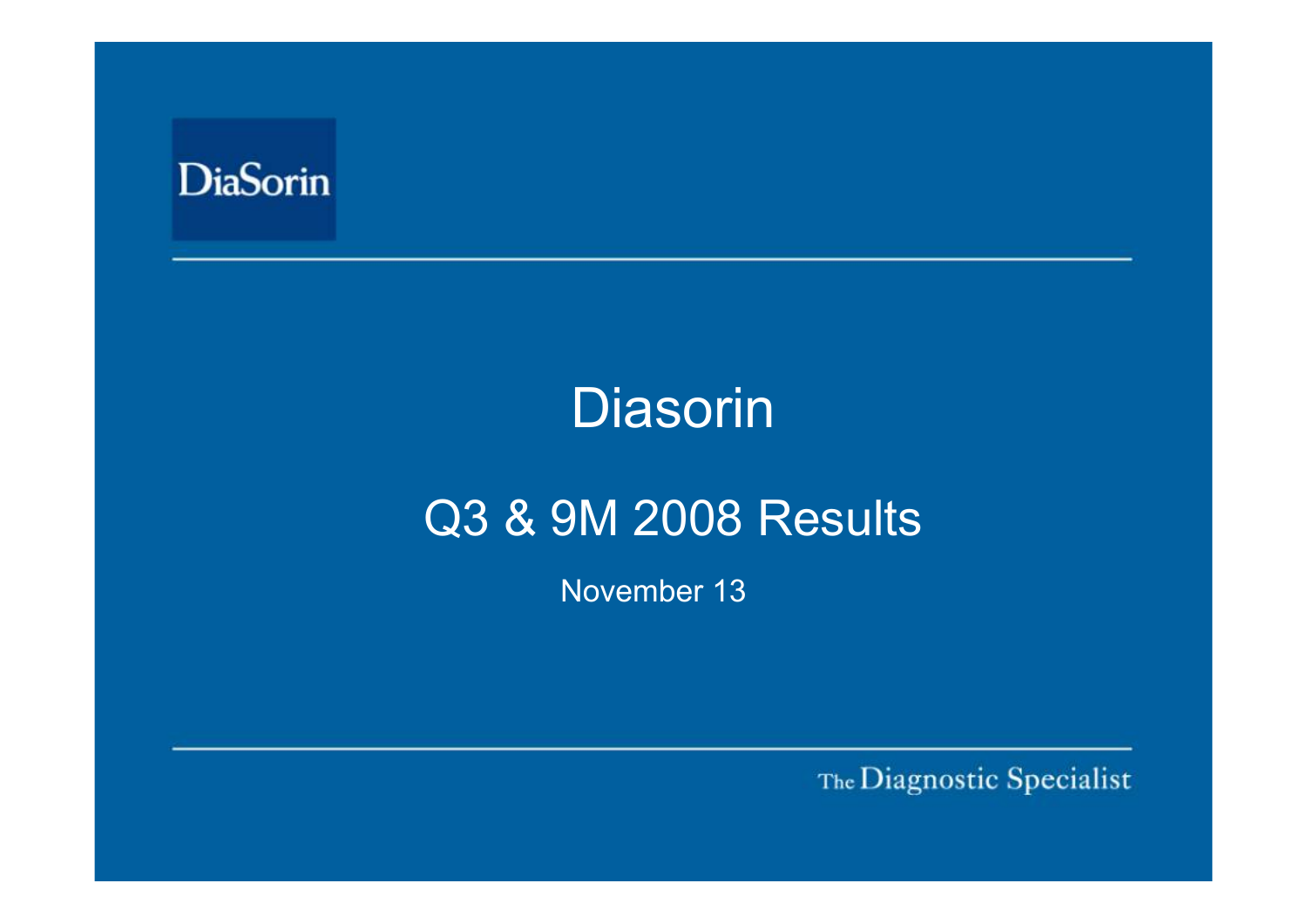DiaSorin

# Diasorin

## Q3 & 9M 2008 Results

November 13

The Diagnostic Specialist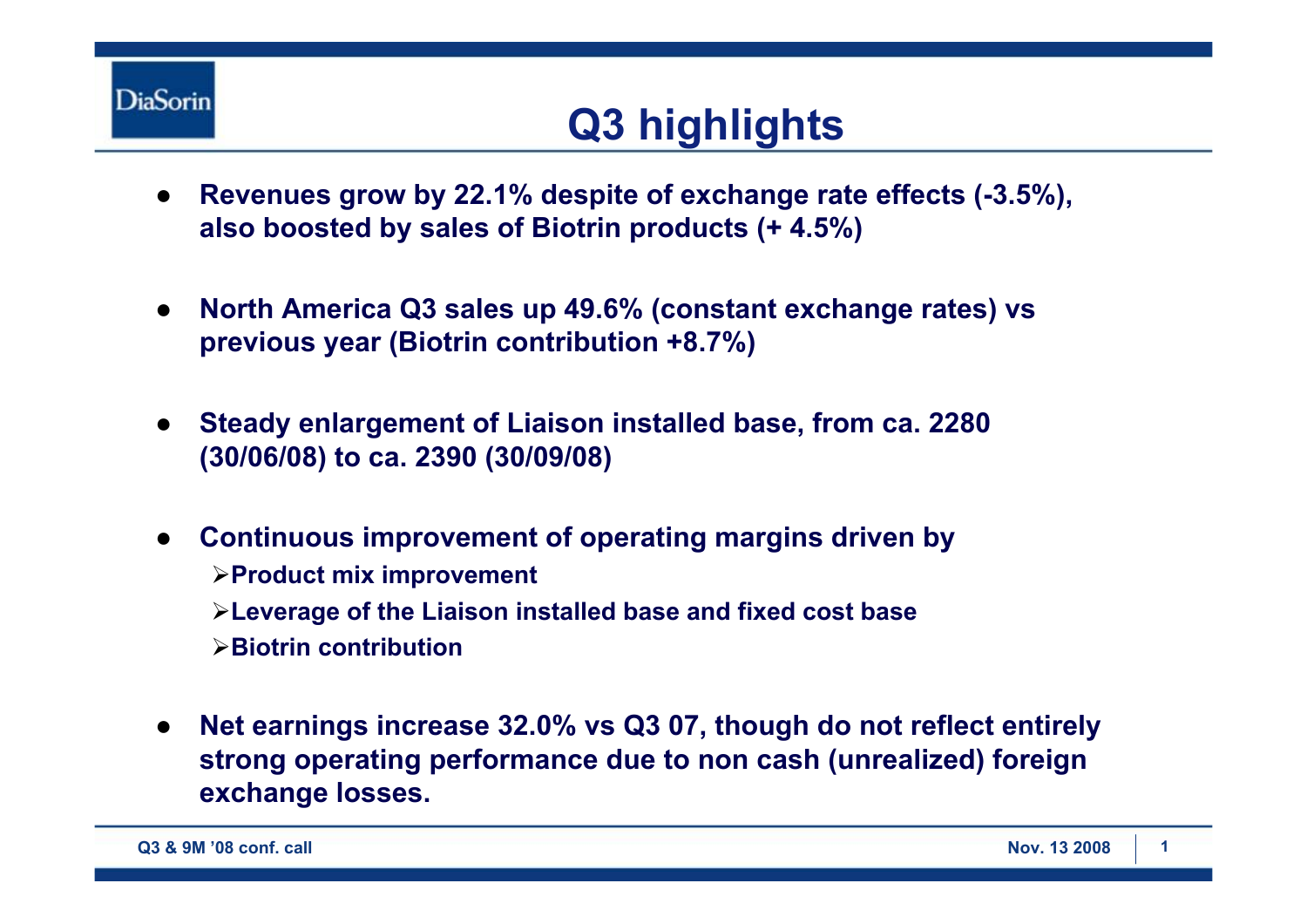# Q3 highlights

- **Revenues grow by 22.1% despite of exchange rate effects (-3.5%), also boosted by sales of Biotrin products (+ 4.5%)**

- **North America Q3 sales up 49.6% (constant exchange rates) vs previous year (Biotrin contribution +8.7%)**

- **Steady enlargement of Liaison installed base, from ca. 2280 (30/06/08) to ca. 2390 (30/09/08)**

- **Continuous improvement of operating margins driven by**
  - **Product mix improvement**
  - **Leverage of the Liaison installed base and fixed cost base**
  - **Biotrin contribution**

- **Net earnings increase 32.0% vs Q3 07, though do not reflect entirely strong operating performance due to non cash (unrealized) foreign exchange losses.**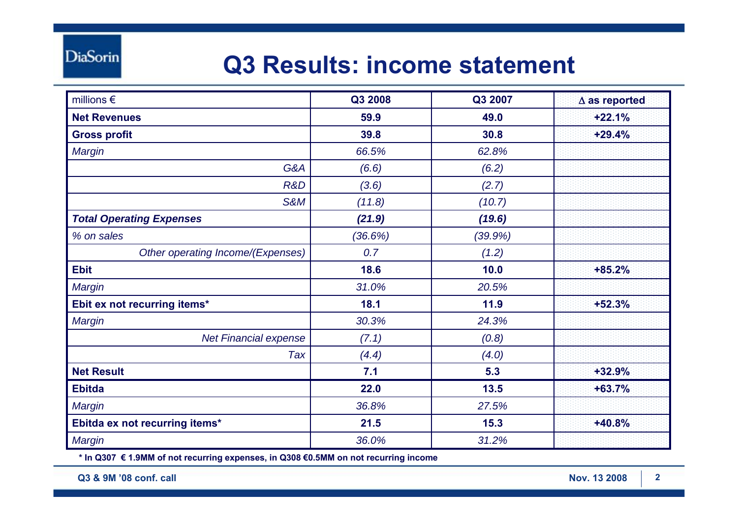# Q3 Results: income statement

| millions € | Q3 2008 | Q3 2007 | Δ as reported |
|---|---|---|---|
| **Net Revenues** | **59.9** | **49.0** | **+22.1%** |
| **Gross profit** | **39.8** | **30.8** | **+29.4%** |
| *Margin* | *66.5%* | *62.8%* | |
| *G&A* | *(6.6)* | *(6.2)* | |
| *R&D* | *(3.6)* | *(2.7)* | |
| *S&M* | *(11.8)* | *(10.7)* | |
| ***Total Operating Expenses*** | ***(21.9)*** | ***(19.6)*** | |
| *% on sales* | *(36.6%)* | *(39.9%)* | |
| *Other operating Income/(Expenses)* | *0.7* | *(1.2)* | |
| **Ebit** | **18.6** | **10.0** | **+85.2%** |
| *Margin* | *31.0%* | *20.5%* | |
| **Ebit ex not recurring items*** | **18.1** | **11.9** | **+52.3%** |
| *Margin* | *30.3%* | *24.3%* | |
| *Net Financial expense* | *(7.1)* | *(0.8)* | |
| *Tax* | *(4.4)* | *(4.0)* | |
| **Net Result** | **7.1** | **5.3** | **+32.9%** |
| **Ebitda** | **22.0** | **13.5** | **+63.7%** |
| *Margin* | *36.8%* | *27.5%* | |
| **Ebitda ex not recurring items*** | **21.5** | **15.3** | **+40.8%** |
| *Margin* | *36.0%* | *31.2%* | |

**\* In Q307 € 1.9MM of not recurring expenses, in Q308 €0.5MM on not recurring income**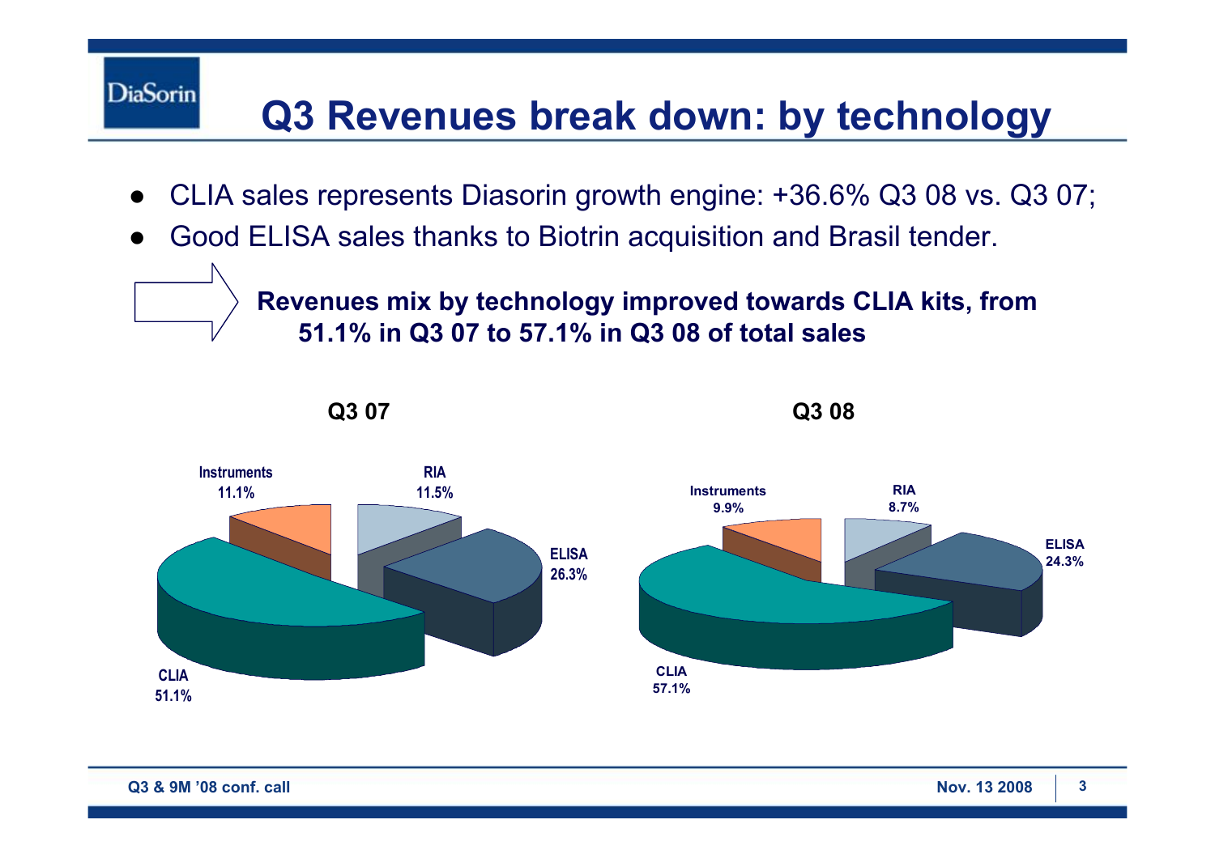# Q3 Revenues break down: by technology

- CLIA sales represents Diasorin growth engine: +36.6% Q3 08 vs. Q3 07;
- Good ELISA sales thanks to Biotrin acquisition and Brasil tender.

**Revenues mix by technology improved towards CLIA kits, from 51.1% in Q3 07 to 57.1% in Q3 08 of total sales**

| Technology | Q3 07 | Q3 08 |
|---|---|---|
| CLIA | 51.1% | 57.1% |
| ELISA | 26.3% | 24.3% |
| RIA | 11.5% | 8.7% |
| Instruments | 11.1% | 9.9% |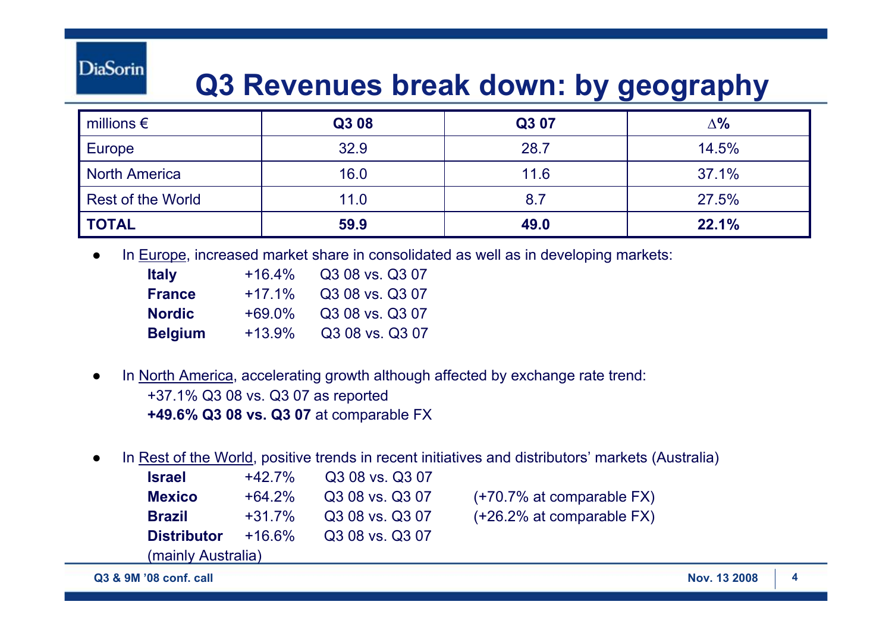# Q3 Revenues break down: by geography

| millions € | Q3 08 | Q3 07 | ∆% |
|---|---|---|---|
| Europe | 32.9 | 28.7 | 14.5% |
| North America | 16.0 | 11.6 | 37.1% |
| Rest of the World | 11.0 | 8.7 | 27.5% |
| **TOTAL** | **59.9** | **49.0** | **22.1%** |

- In Europe, increased market share in consolidated as well as in developing markets:

  | | | |
  |---|---|---|
  | **Italy** | +16.4% | Q3 08 vs. Q3 07 |
  | **France** | +17.1% | Q3 08 vs. Q3 07 |
  | **Nordic** | +69.0% | Q3 08 vs. Q3 07 |
  | **Belgium** | +13.9% | Q3 08 vs. Q3 07 |

- In North America, accelerating growth although affected by exchange rate trend:

  +37.1% Q3 08 vs. Q3 07 as reported

  **+49.6% Q3 08 vs. Q3 07** at comparable FX

- In Rest of the World, positive trends in recent initiatives and distributors' markets (Australia)

  | | | | |
  |---|---|---|---|
  | **Israel** | +42.7% | Q3 08 vs. Q3 07 | |
  | **Mexico** | +64.2% | Q3 08 vs. Q3 07 | (+70.7% at comparable FX) |
  | **Brazil** | +31.7% | Q3 08 vs. Q3 07 | (+26.2% at comparable FX) |
  | **Distributor** (mainly Australia) | +16.6% | Q3 08 vs. Q3 07 | |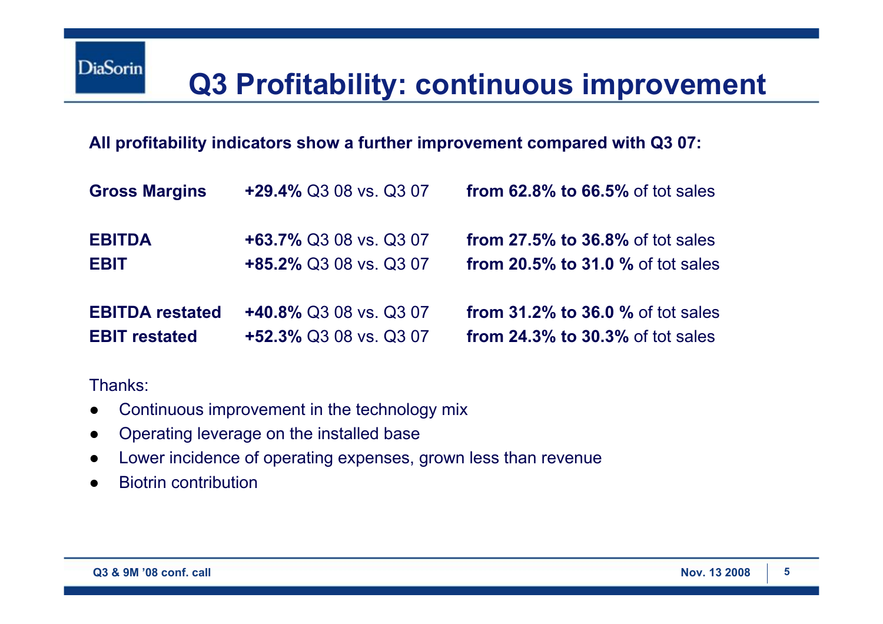# Q3 Profitability: continuous improvement

**All profitability indicators show a further improvement compared with Q3 07:**

| | | |
|---|---|---|
| **Gross Margins** | **+29.4%** Q3 08 vs. Q3 07 | **from 62.8% to 66.5%** of tot sales |
| **EBITDA** | **+63.7%** Q3 08 vs. Q3 07 | **from 27.5% to 36.8%** of tot sales |
| **EBIT** | **+85.2%** Q3 08 vs. Q3 07 | **from 20.5% to 31.0 %** of tot sales |
| **EBITDA restated** | **+40.8%** Q3 08 vs. Q3 07 | **from 31.2% to 36.0 %** of tot sales |
| **EBIT restated** | **+52.3%** Q3 08 vs. Q3 07 | **from 24.3% to 30.3%** of tot sales |

Thanks:

- Continuous improvement in the technology mix
- Operating leverage on the installed base
- Lower incidence of operating expenses, grown less than revenue
- Biotrin contribution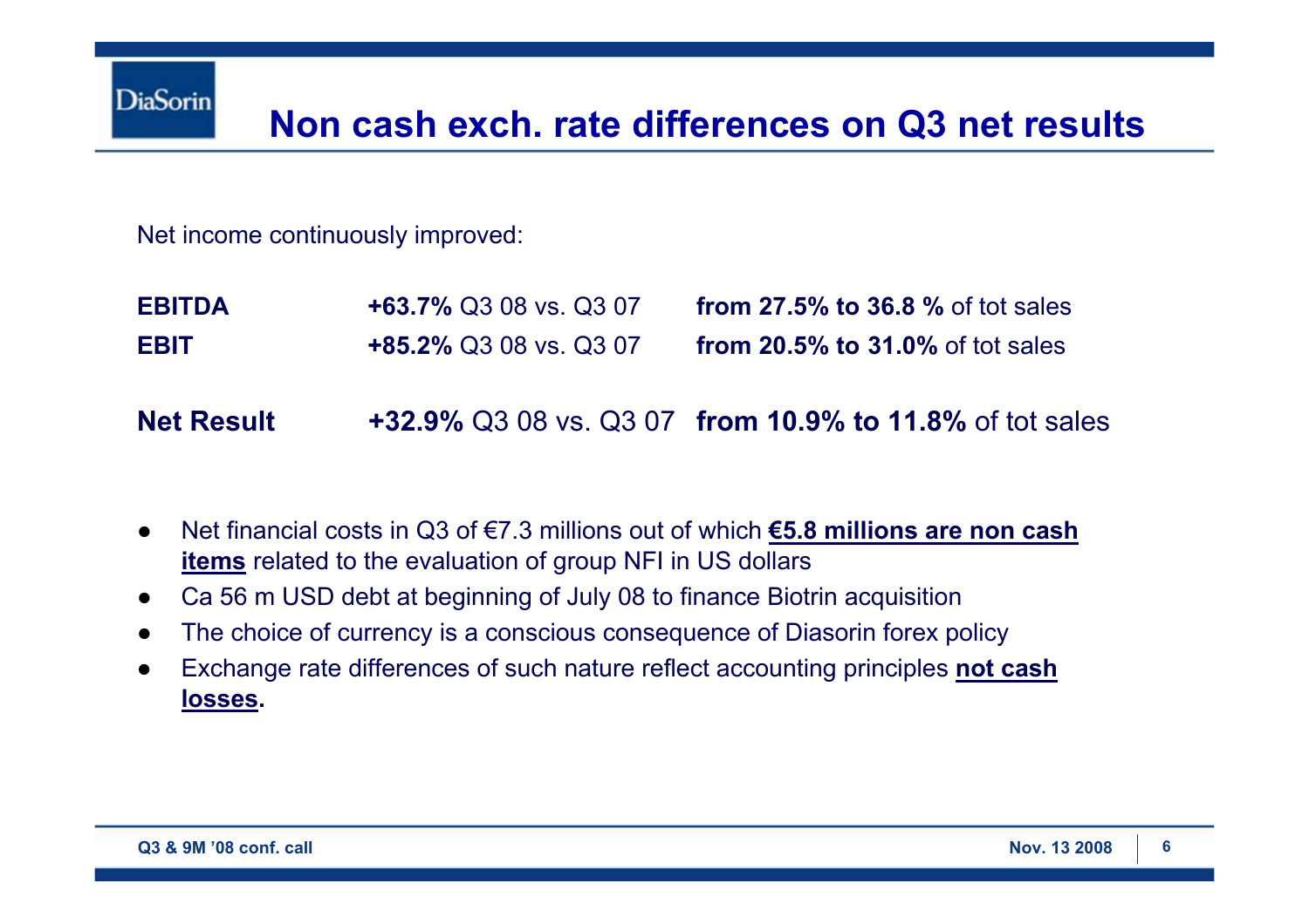# Non cash exch. rate differences on Q3 net results

Net income continuously improved:

| | | |
|---|---|---|
| **EBITDA** | **+63.7%** Q3 08 vs. Q3 07 | **from 27.5% to 36.8 %** of tot sales |
| **EBIT** | **+85.2%** Q3 08 vs. Q3 07 | **from 20.5% to 31.0%** of tot sales |
| **Net Result** | **+32.9%** Q3 08 vs. Q3 07 | **from 10.9% to 11.8%** of tot sales |

- Net financial costs in Q3 of €7.3 millions out of which **<u>€5.8 millions are non cash items</u>** related to the evaluation of group NFI in US dollars
- Ca 56 m USD debt at beginning of July 08 to finance Biotrin acquisition
- The choice of currency is a conscious consequence of Diasorin forex policy
- Exchange rate differences of such nature reflect accounting principles **<u>not cash losses</u>.**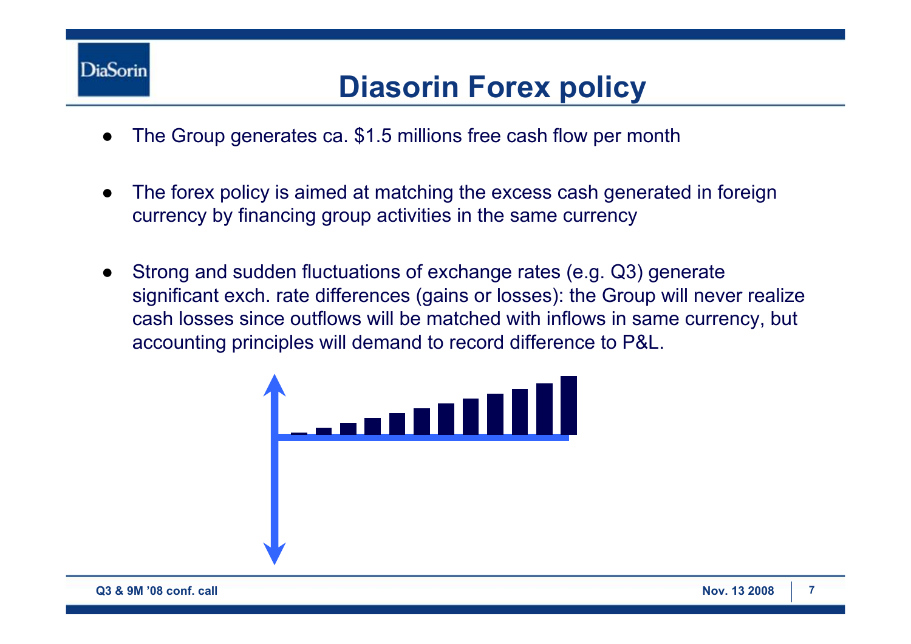# Diasorin Forex policy

- The Group generates ca. $1.5 millions free cash flow per month
- The forex policy is aimed at matching the excess cash generated in foreign currency by financing group activities in the same currency
- Strong and sudden fluctuations of exchange rates (e.g. Q3) generate significant exch. rate differences (gains or losses): the Group will never realize cash losses since outflows will be matched with inflows in same currency, but accounting principles will demand to record difference to P&L.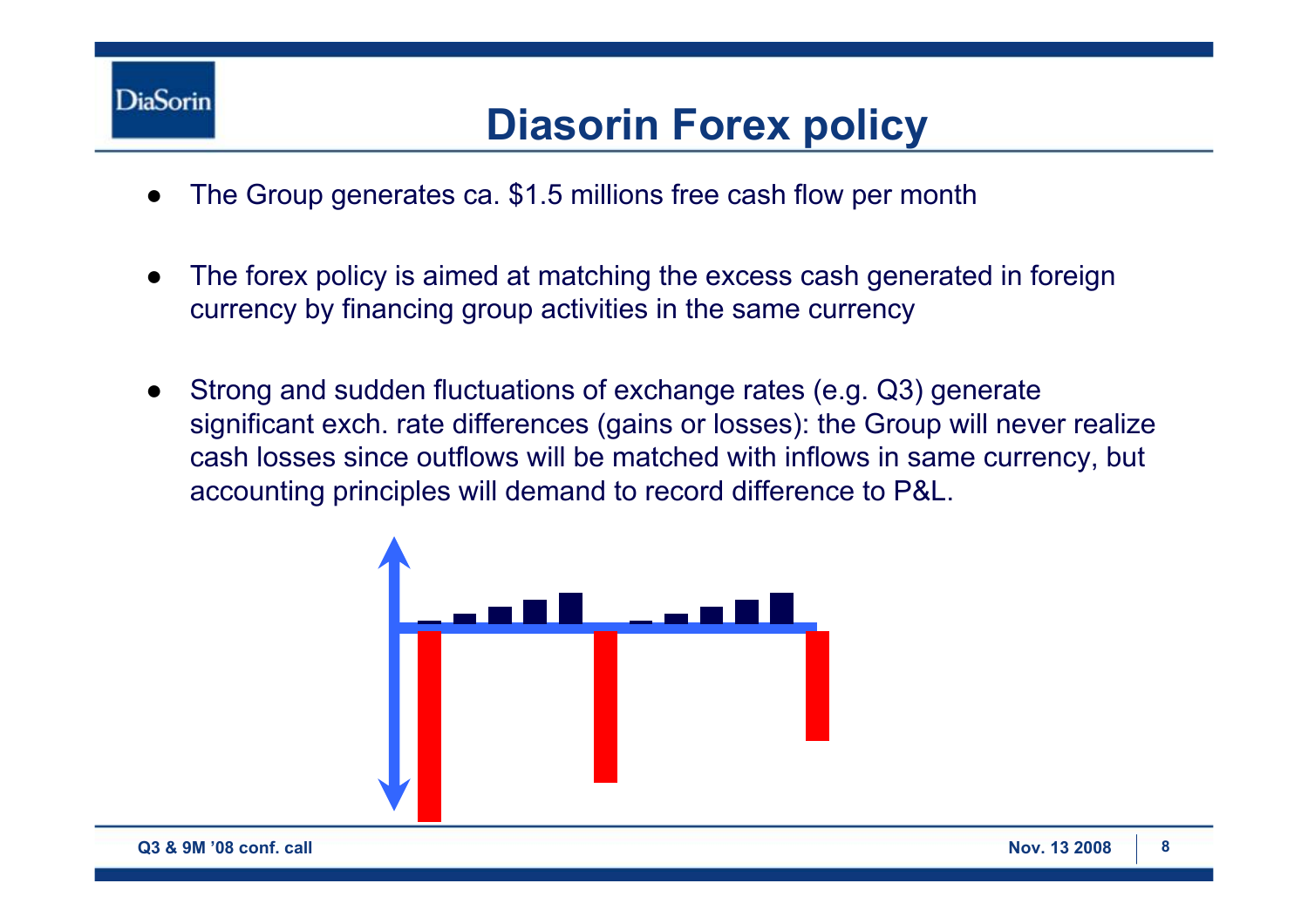# Diasorin Forex policy

- The Group generates ca. $1.5 millions free cash flow per month
- The forex policy is aimed at matching the excess cash generated in foreign currency by financing group activities in the same currency
- Strong and sudden fluctuations of exchange rates (e.g. Q3) generate significant exch. rate differences (gains or losses): the Group will never realize cash losses since outflows will be matched with inflows in same currency, but accounting principles will demand to record difference to P&L.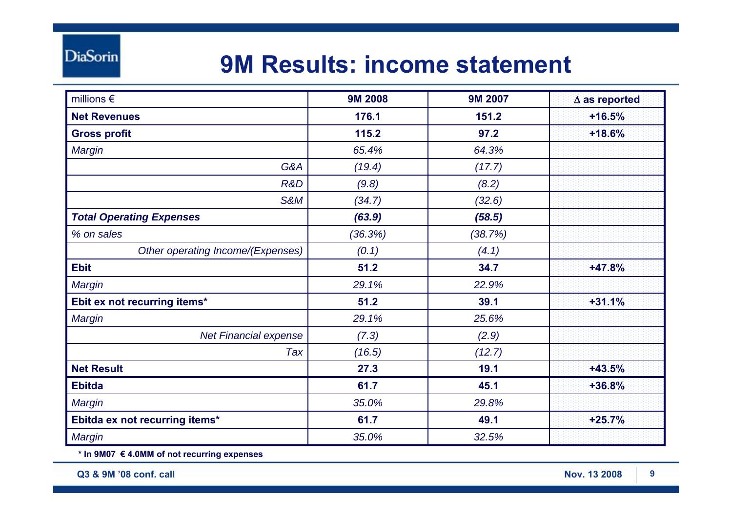# 9M Results: income statement

| millions € | 9M 2008 | 9M 2007 | Δ as reported |
|---|---|---|---|
| **Net Revenues** | **176.1** | **151.2** | **+16.5%** |
| **Gross profit** | **115.2** | **97.2** | **+18.6%** |
| *Margin* | *65.4%* | *64.3%* | |
| *G&A* | *(19.4)* | *(17.7)* | |
| *R&D* | *(9.8)* | *(8.2)* | |
| *S&M* | *(34.7)* | *(32.6)* | |
| ***Total Operating Expenses*** | ***(63.9)*** | ***(58.5)*** | |
| *% on sales* | *(36.3%)* | *(38.7%)* | |
| *Other operating Income/(Expenses)* | *(0.1)* | *(4.1)* | |
| **Ebit** | **51.2** | **34.7** | **+47.8%** |
| *Margin* | *29.1%* | *22.9%* | |
| **Ebit ex not recurring items*** | **51.2** | **39.1** | **+31.1%** |
| *Margin* | *29.1%* | *25.6%* | |
| *Net Financial expense* | *(7.3)* | *(2.9)* | |
| *Tax* | *(16.5)* | *(12.7)* | |
| **Net Result** | **27.3** | **19.1** | **+43.5%** |
| **Ebitda** | **61.7** | **45.1** | **+36.8%** |
| *Margin* | *35.0%* | *29.8%* | |
| **Ebitda ex not recurring items*** | **61.7** | **49.1** | **+25.7%** |
| *Margin* | *35.0%* | *32.5%* | |

**\* In 9M07 € 4.0MM of not recurring expenses**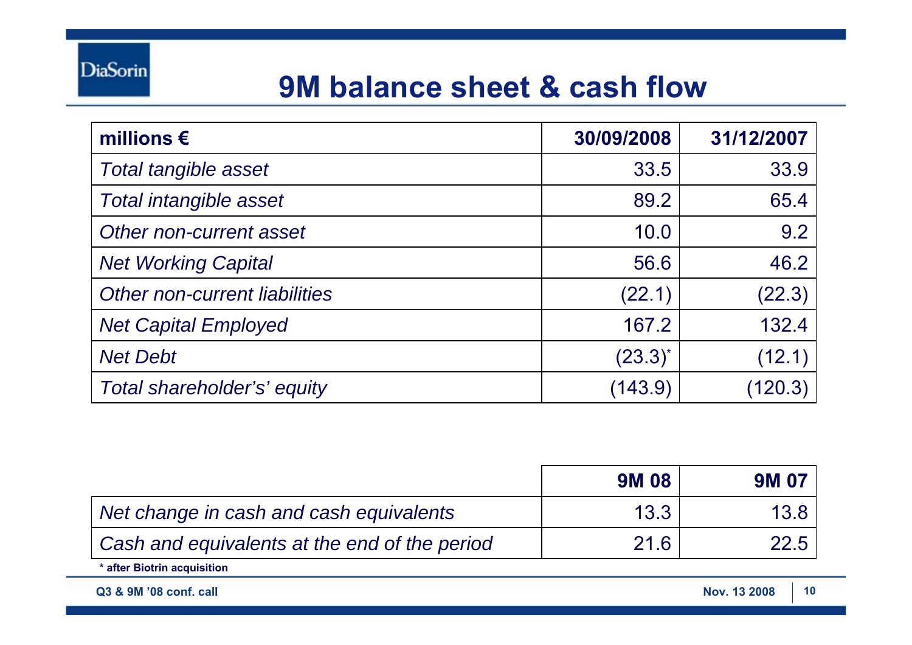# 9M balance sheet & cash flow

| millions € | 30/09/2008 | 31/12/2007 |
|---|---|---|
| *Total tangible asset* | 33.5 | 33.9 |
| *Total intangible asset* | 89.2 | 65.4 |
| *Other non-current asset* | 10.0 | 9.2 |
| *Net Working Capital* | 56.6 | 46.2 |
| *Other non-current liabilities* | (22.1) | (22.3) |
| *Net Capital Employed* | 167.2 | 132.4 |
| *Net Debt* | (23.3)* | (12.1) |
| *Total shareholder's' equity* | (143.9) | (120.3) |

| | 9M 08 | 9M 07 |
|---|---|---|
| *Net change in cash and cash equivalents* | 13.3 | 13.8 |
| *Cash and equivalents at the end of the period* | 21.6 | 22.5 |

**\* after Biotrin acquisition**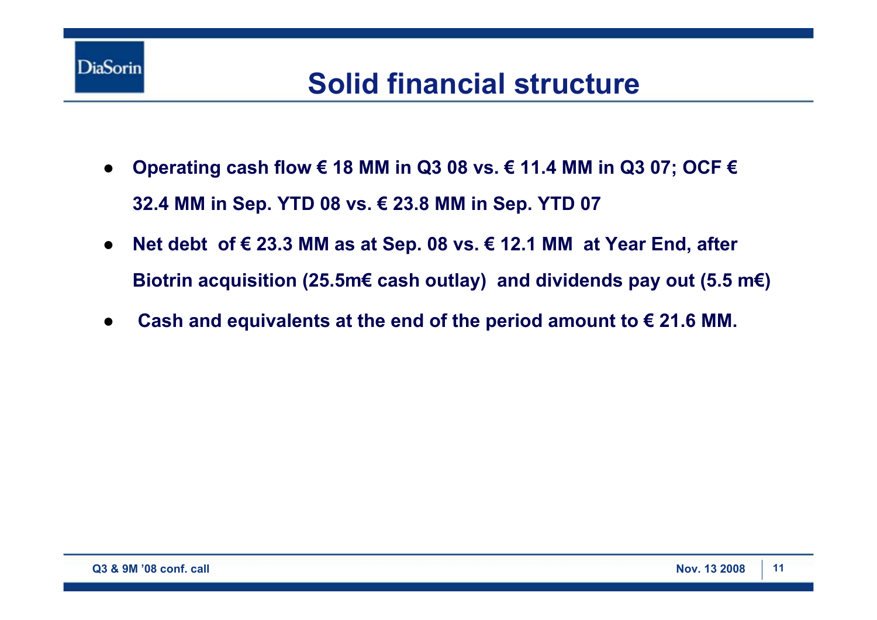# Solid financial structure

- **Operating cash flow € 18 MM in Q3 08 vs. € 11.4 MM in Q3 07; OCF € 32.4 MM in Sep. YTD 08 vs. € 23.8 MM in Sep. YTD 07**
- **Net debt of € 23.3 MM as at Sep. 08 vs. € 12.1 MM at Year End, after Biotrin acquisition (25.5m€ cash outlay) and dividends pay out (5.5 m€)**
- **Cash and equivalents at the end of the period amount to € 21.6 MM.**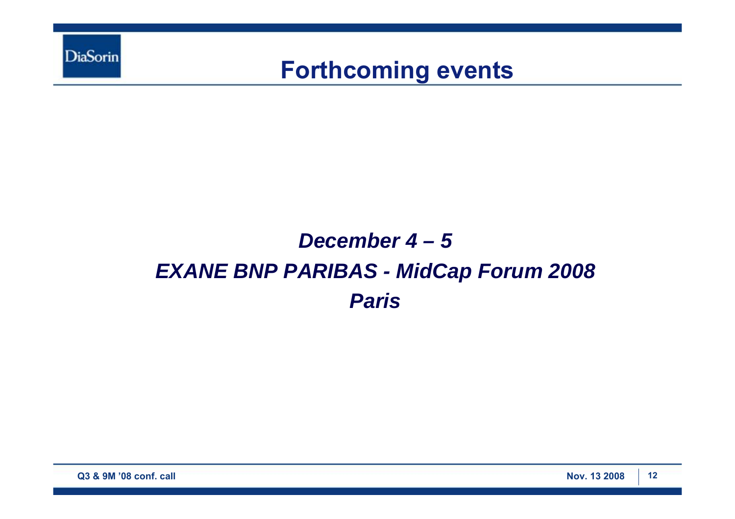# Forthcoming events

***December 4 – 5***

***EXANE BNP PARIBAS - MidCap Forum 2008***

***Paris***